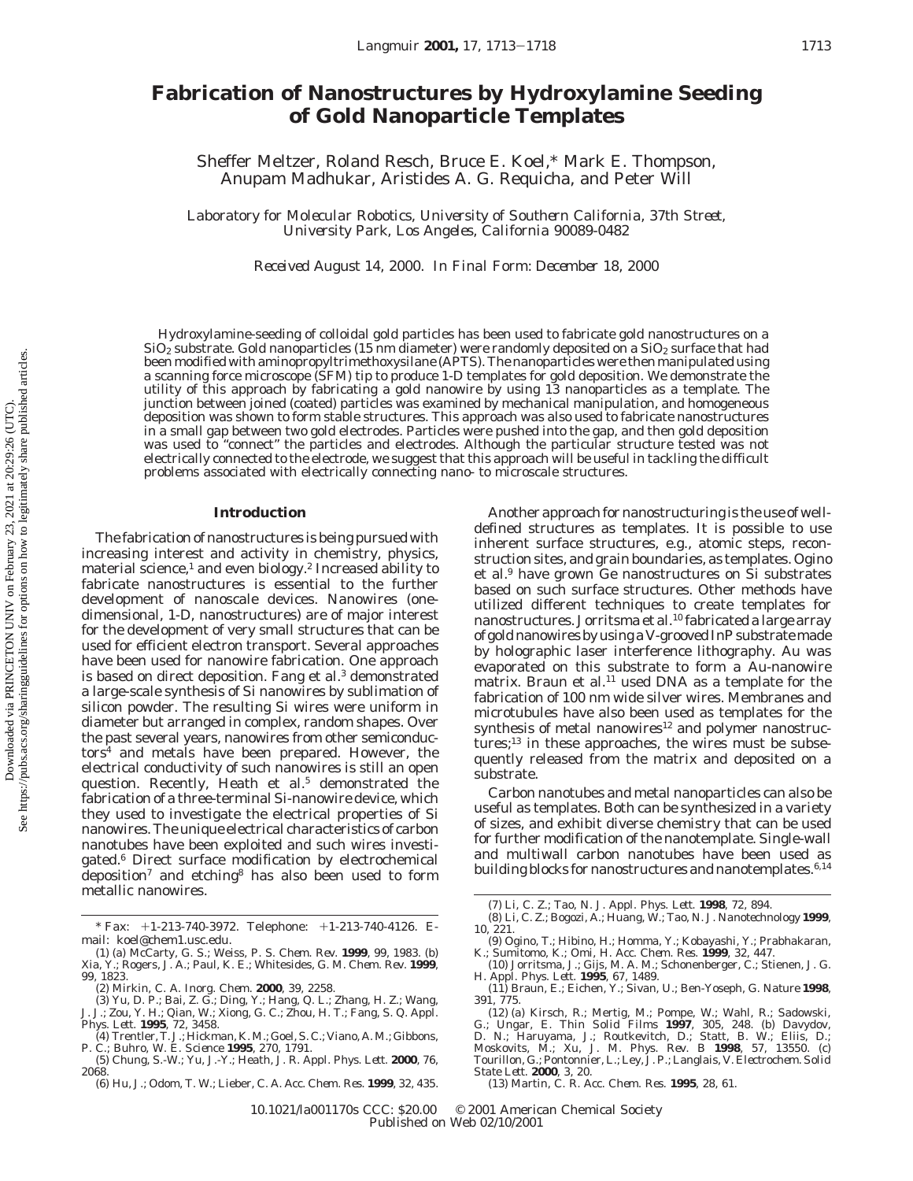# Fabrication of Nanostructures by Hydroxylamine Seeding of Gold Nanoparticle Templates

Sheffer Meltzer, Roland Resch, Bruce E. Koel,* Mark E. Thompson, Anupam Madhukar, Aristides A. G. Requicha, and Peter Will

*Laboratory for Molecular Robotics, University of Southern California, 37th Street, University Park, Los Angeles, California 90089-0482*

*Received August 14, 2000. In Final Form: December 18, 2000*

Hydroxylamine-seeding of colloidal gold particles has been used to fabricate gold nanostructures on a $SiO_2$ substrate. Gold nanoparticles (15 nm diameter) were randomly deposited on a $SiO_2$ surface that had been modified with aminopropyltrimethoxysilane (APTS). The nanoparticles were then manipulated using a scanning force microscope (SFM) tip to produce 1-D templates for gold deposition. We demonstrate the utility of this approach by fabricating a gold nanowire by using 13 nanoparticles as a template. The junction between joined (coated) particles was examined by mechanical manipulation, and homogeneous deposition was shown to form stable structures. This approach was also used to fabricate nanostructures in a small gap between two gold electrodes. Particles were pushed into the gap, and then gold deposition was used to "connect" the particles and electrodes. Although the particular structure tested was not electrically connected to the electrode, we suggest that this approach will be useful in tackling the difficult problems associated with electrically connecting nano- to microscale structures.

## Introduction

The fabrication of nanostructures is being pursued with increasing interest and activity in chemistry, physics, material science,[1] and even biology.[2] Increased ability to fabricate nanostructures is essential to the further development of nanoscale devices. Nanowires (one-dimensional, 1-D, nanostructures) are of major interest for the development of very small structures that can be used for efficient electron transport. Several approaches have been used for nanowire fabrication. One approach is based on direct deposition. Fang et al.[3] demonstrated a large-scale synthesis of Si nanowires by sublimation of silicon powder. The resulting Si wires were uniform in diameter but arranged in complex, random shapes. Over the past several years, nanowires from other semiconductors[4] and metals have been prepared. However, the electrical conductivity of such nanowires is still an open question. Recently, Heath et al.[5] demonstrated the fabrication of a three-terminal Si-nanowire device, which they used to investigate the electrical properties of Si nanowires. The unique electrical characteristics of carbon nanotubes have been exploited and such wires investigated.[6] Direct surface modification by electrochemical deposition[7] and etching[8] has also been used to form metallic nanowires.

Another approach for nanostructuring is the use of well-defined structures as templates. It is possible to use inherent surface structures, e.g., atomic steps, reconstruction sites, and grain boundaries, as templates. Ogino et al.[9] have grown Ge nanostructures on Si substrates based on such surface structures. Other methods have utilized different techniques to create templates for nanostructures. Jorritsma et al.[10] fabricated a large array of gold nanowires by using a V-grooved InP substrate made by holographic laser interference lithography. Au was evaporated on this substrate to form a Au-nanowire matrix. Braun et al.[11] used DNA as a template for the fabrication of 100 nm wide silver wires. Membranes and microtubules have also been used as templates for the synthesis of metal nanowires[12] and polymer nanostructures;[13] in these approaches, the wires must be subsequently released from the matrix and deposited on a substrate.

Carbon nanotubes and metal nanoparticles can also be useful as templates. Both can be synthesized in a variety of sizes, and exhibit diverse chemistry that can be used for further modification of the nanotemplate. Single-wall and multiwall carbon nanotubes have been used as building blocks for nanostructures and nanotemplates.[6,14]

---

\* Fax: +1-213-740-3972. Telephone: +1-213-740-4126. E-mail: koel@chem1.usc.edu.

(1) (a) McCarty, G. S.; Weiss, P. S. *Chem. Rev.* **1999**, 99, 1983. (b) Xia, Y.; Rogers, J. A.; Paul, K. E.; Whitesides, G. M. *Chem. Rev.* **1999**, 99, 1823.

(2) Mirkin, C. A. *Inorg. Chem.* **2000**, 39, 2258.

(3) Yu, D. P.; Bai, Z. G.; Ding, Y.; Hang, Q. L.; Zhang, H. Z.; Wang, J. J.; Zou, Y. H.; Qian, W.; Xiong, G. C.; Zhou, H. T.; Fang, S. Q. *Appl. Phys. Lett.* **1995**, 72, 3458.

(4) Trentler, T. J.; Hickman, K. M.; Goel, S. C.; Viano, A. M.; Gibbons, P. C.; Buhro, W. E. *Science* **1995**, 270, 1791.

(5) Chung, S.-W.; Yu, J.-Y.; Heath, J. R. *Appl. Phys. Lett.* **2000**, 76, 2068.

(6) Hu, J.; Odom, T. W.; Lieber, C. A. *Acc. Chem. Res.* **1999**, 32, 435.

(7) Li, C. Z.; Tao, N. J. *Appl. Phys. Lett.* **1998**, 72, 894.

(8) Li, C. Z.; Bogozi, A.; Huang, W.; Tao, N. J. *Nanotechnology* **1999**, 10, 221.

(9) Ogino, T.; Hibino, H.; Homma, Y.; Kobayashi, Y.; Prabhakaran, K.; Sumitomo, K.; Omi, H. *Acc. Chem. Res.* **1999**, 32, 447.

(10) Jorritsma, J.; Gijs, M. A. M.; Schonenberger, C.; Stienen, J. G. H. *Appl. Phys. Lett.* **1995**, 67, 1489.

(11) Braun, E.; Eichen, Y.; Sivan, U.; Ben-Yoseph, G. *Nature* **1998**, 391, 775.

(12) (a) Kirsch, R.; Mertig, M.; Pompe, W.; Wahl, R.; Sadowski, G.; Ungar, E. *Thin Solid Films* **1997**, 305, 248. (b) Davydov, D. N.; Haruyama, J.; Routkevitch, D.; Statt, B. W.; Eliis, D.; Moskovits, M.; Xu, J. M. *Phys. Rev. B* **1998**, 57, 13550. (c) Tourillon, G.; Pontonnier, L.; Ley, J. P.; Langlais, V. *Electrochem. Solid State Lett.* **2000**, 3, 20.

(13) Martin, C. R. *Acc. Chem. Res.* **1995**, 28, 61.

10.1021/la001170s CCC: $20.00 © 2001 American Chemical Society
Published on Web 02/10/2001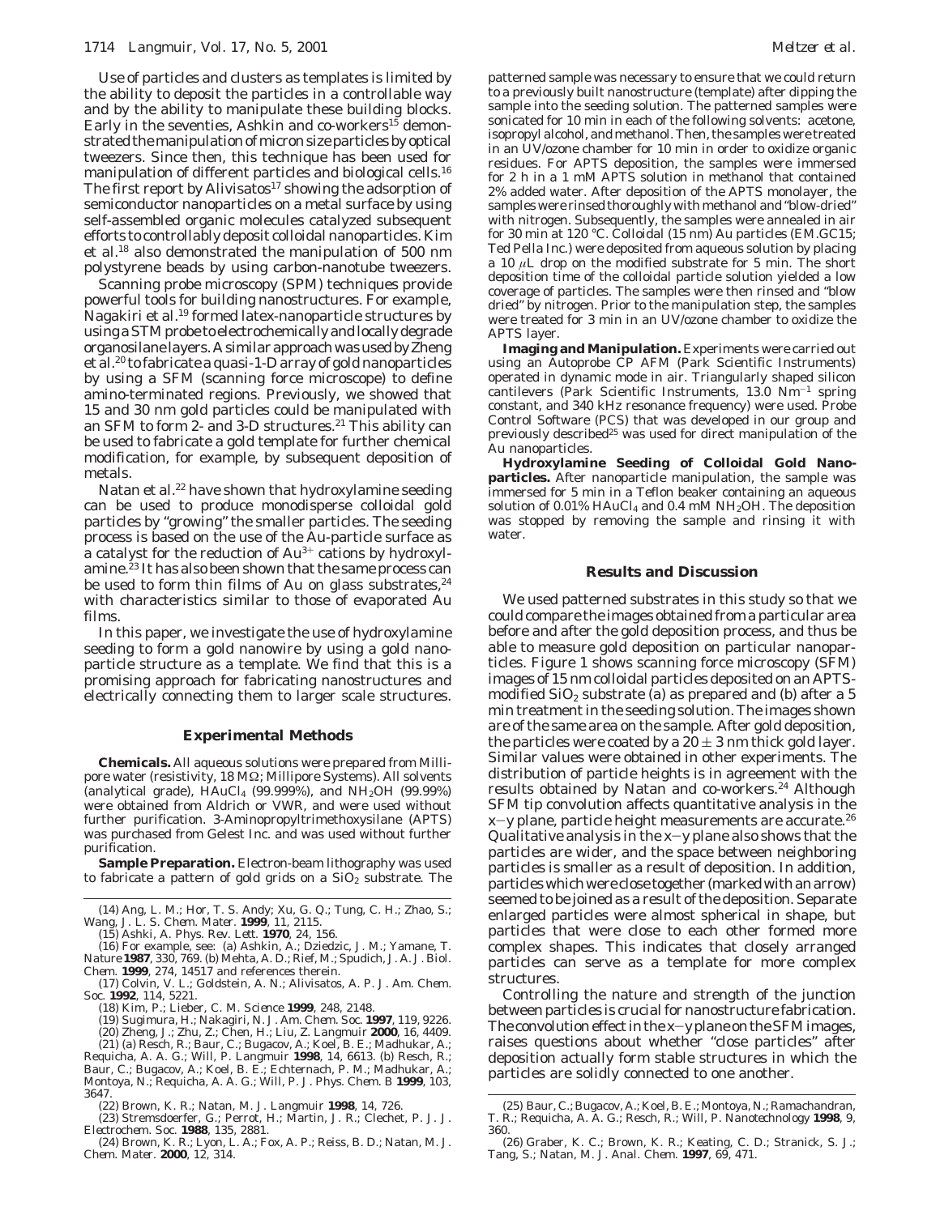Use of particles and clusters as templates is limited by the ability to deposit the particles in a controllable way and by the ability to manipulate these building blocks. Early in the seventies, Ashkin and co-workers[15] demonstrated the manipulation of micron size particles by optical tweezers. Since then, this technique has been used for manipulation of different particles and biological cells.[16] The first report by Alivisatos[17] showing the adsorption of semiconductor nanoparticles on a metal surface by using self-assembled organic molecules catalyzed subsequent efforts to controllably deposit colloidal nanoparticles. Kim et al.[18] also demonstrated the manipulation of 500 nm polystyrene beads by using carbon-nanotube tweezers.

Scanning probe microscopy (SPM) techniques provide powerful tools for building nanostructures. For example, Nagakiri et al.[19] formed latex-nanoparticle structures by using a STM probe to electrochemically and locally degrade organosilane layers. A similar approach was used by Zheng et al.[20] to fabricate a quasi-1-D array of gold nanoparticles by using a SFM (scanning force microscope) to define amino-terminated regions. Previously, we showed that 15 and 30 nm gold particles could be manipulated with an SFM to form 2- and 3-D structures.[21] This ability can be used to fabricate a gold template for further chemical modification, for example, by subsequent deposition of metals.

Natan et al.[22] have shown that hydroxylamine seeding can be used to produce monodisperse colloidal gold particles by "growing" the smaller particles. The seeding process is based on the use of the Au-particle surface as a catalyst for the reduction of $Au^{3+}$ cations by hydroxylamine.[23] It has also been shown that the same process can be used to form thin films of Au on glass substrates,[24] with characteristics similar to those of evaporated Au films.

In this paper, we investigate the use of hydroxylamine seeding to form a gold nanowire by using a gold nanoparticle structure as a template. We find that this is a promising approach for fabricating nanostructures and electrically connecting them to larger scale structures.

## Experimental Methods

**Chemicals.** All aqueous solutions were prepared from Millipore water (resistivity, 18 MΩ; Millipore Systems). All solvents (analytical grade), $HAuCl_4$ (99.999%), and $NH_2OH$ (99.99%) were obtained from Aldrich or VWR, and were used without further purification. 3-Aminopropyltrimethoxysilane (APTS) was purchased from Gelest Inc. and was used without further purification.

**Sample Preparation.** Electron-beam lithography was used to fabricate a pattern of gold grids on a $SiO_2$ substrate. The patterned sample was necessary to ensure that we could return to a previously built nanostructure (template) after dipping the sample into the seeding solution. The patterned samples were sonicated for 10 min in each of the following solvents: acetone, isopropyl alcohol, and methanol. Then, the samples were treated in an UV/ozone chamber for 10 min in order to oxidize organic residues. For APTS deposition, the samples were immersed for 2 h in a 1 mM APTS solution in methanol that contained 2% added water. After deposition of the APTS monolayer, the samples were rinsed thoroughly with methanol and "blow-dried" with nitrogen. Subsequently, the samples were annealed in air for 30 min at 120 °C. Colloidal (15 nm) Au particles (EM.GC15; Ted Pella Inc.) were deposited from aqueous solution by placing a 10 μL drop on the modified substrate for 5 min. The short deposition time of the colloidal particle solution yielded a low coverage of particles. The samples were then rinsed and "blow dried" by nitrogen. Prior to the manipulation step, the samples were treated for 3 min in an UV/ozone chamber to oxidize the APTS layer.

**Imaging and Manipulation.** Experiments were carried out using an Autoprobe CP AFM (Park Scientific Instruments) operated in dynamic mode in air. Triangularly shaped silicon cantilevers (Park Scientific Instruments, 13.0 $Nm^{-1}$ spring constant, and 340 kHz resonance frequency) were used. Probe Control Software (PCS) that was developed in our group and previously described[25] was used for direct manipulation of the Au nanoparticles.

**Hydroxylamine Seeding of Colloidal Gold Nanoparticles.** After nanoparticle manipulation, the sample was immersed for 5 min in a Teflon beaker containing an aqueous solution of 0.01% $HAuCl_4$ and 0.4 mM $NH_2OH$. The deposition was stopped by removing the sample and rinsing it with water.

## Results and Discussion

We used patterned substrates in this study so that we could compare the images obtained from a particular area before and after the gold deposition process, and thus be able to measure gold deposition on particular nanoparticles. Figure 1 shows scanning force microscopy (SFM) images of 15 nm colloidal particles deposited on an APTS-modified $SiO_2$ substrate (a) as prepared and (b) after a 5 min treatment in the seeding solution. The images shown are of the same area on the sample. After gold deposition, the particles were coated by a $20 \pm 3$ nm thick gold layer. Similar values were obtained in other experiments. The distribution of particle heights is in agreement with the results obtained by Natan and co-workers.[24] Although SFM tip convolution affects quantitative analysis in the $x-y$ plane, particle height measurements are accurate.[26] Qualitative analysis in the $x-y$ plane also shows that the particles are wider, and the space between neighboring particles is smaller as a result of deposition. In addition, particles which were close together (marked with an arrow) seemed to be joined as a result of the deposition. Separate enlarged particles were almost spherical in shape, but particles that were close to each other formed more complex shapes. This indicates that closely arranged particles can serve as a template for more complex structures.

Controlling the nature and strength of the junction between particles is crucial for nanostructure fabrication. The convolution effect in the $x-y$ plane on the SFM images, raises questions about whether "close particles" after deposition actually form stable structures in which the particles are solidly connected to one another.

(14) Ang, L. M.; Hor, T. S. Andy; Xu, G. Q.; Tung, C. H.; Zhao, S.; Wang, J. L. S. *Chem. Mater.* **1999**, 11, 2115.

(15) Ashki, A. *Phys. Rev. Lett.* **1970**, 24, 156.

(16) For example, see: (a) Ashkin, A.; Dziedzic, J. M.; Yamane, T. *Nature* **1987**, 330, 769. (b) Mehta, A. D.; Rief, M.; Spudich, J. A. *J. Biol. Chem.* **1999**, 274, 14517 and references therein.

(17) Colvin, V. L.; Goldstein, A. N.; Alivisatos, A. P. *J. Am. Chem. Soc.* **1992**, 114, 5221.

(18) Kim, P.; Lieber, C. M. *Science* **1999**, 248, 2148.

(19) Sugimura, H.; Nakagiri, N. *J. Am. Chem. Soc.* **1997**, 119, 9226.

(20) Zheng, J.; Zhu, Z.; Chen, H.; Liu, Z. *Langmuir* **2000**, 16, 4409.

(21) (a) Resch, R.; Baur, C.; Bugacov, A.; Koel, B. E.; Madhukar, A.; Requicha, A. A. G.; Will, P. *Langmuir* **1998**, 14, 6613. (b) Resch, R.; Baur, C.; Bugacov, A.; Koel, B. E.; Echternach, P. M.; Madhukar, A.; Montoya, N.; Requicha, A. A. G.; Will, P. *J. Phys. Chem. B* **1999**, 103, 3647.

(22) Brown, K. R.; Natan, M. J. *Langmuir* **1998**, 14, 726.

(23) Stremsdoerfer, G.; Perrot, H.; Martin, J. R.; Clechet, P. J. *J. Electrochem. Soc.* **1988**, 135, 2881.

(24) Brown, K. R.; Lyon, L. A.; Fox, A. P.; Reiss, B. D.; Natan, M. J. *Chem. Mater.* **2000**, 12, 314.

(25) Baur, C.; Bugacov, A.; Koel, B. E.; Montoya, N.; Ramachandran, T. R.; Requicha, A. A. G.; Resch, R.; Will, P. *Nanotechnology* **1998**, 9, 360.

(26) Graber, K. C.; Brown, K. R.; Keating, C. D.; Stranick, S. J.; Tang, S.; Natan, M. J. *Anal. Chem.* **1997**, 69, 471.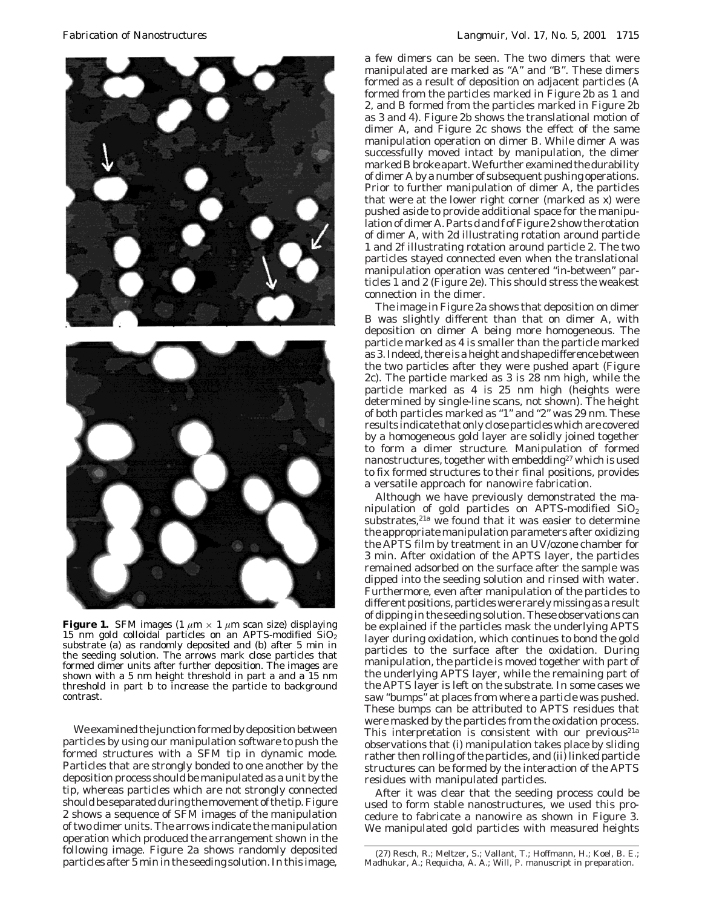**Figure 1.** SFM images (1 $\mu$m × 1 $\mu$m scan size) displaying 15 nm gold colloidal particles on an APTS-modified $SiO_2$ substrate (a) as randomly deposited and (b) after 5 min in the seeding solution. The arrows mark close particles that formed dimer units after further deposition. The images are shown with a 5 nm height threshold in part a and a 15 nm threshold in part b to increase the particle to background contrast.

We examined the junction formed by deposition between particles by using our manipulation software to push the formed structures with a SFM tip in dynamic mode. Particles that are strongly bonded to one another by the deposition process should be manipulated as a unit by the tip, whereas particles which are not strongly connected should be separated during the movement of the tip. Figure 2 shows a sequence of SFM images of the manipulation of two dimer units. The arrows indicate the manipulation operation which produced the arrangement shown in the following image. Figure 2a shows randomly deposited particles after 5 min in the seeding solution. In this image, a few dimers can be seen. The two dimers that were manipulated are marked as "A" and "B". These dimers formed as a result of deposition on adjacent particles (A formed from the particles marked in Figure 2b as 1 and 2, and B formed from the particles marked in Figure 2b as 3 and 4). Figure 2b shows the translational motion of dimer A, and Figure 2c shows the effect of the same manipulation operation on dimer B. While dimer A was successfully moved intact by manipulation, the dimer marked B broke apart. We further examined the durability of dimer A by a number of subsequent pushing operations. Prior to further manipulation of dimer A, the particles that were at the lower right corner (marked as x) were pushed aside to provide additional space for the manipulation of dimer A. Parts d and f of Figure 2 show the rotation of dimer A, with 2d illustrating rotation around particle 1 and 2f illustrating rotation around particle 2. The two particles stayed connected even when the translational manipulation operation was centered "in-between" particles 1 and 2 (Figure 2e). This should stress the weakest connection in the dimer.

The image in Figure 2a shows that deposition on dimer B was slightly different than that on dimer A, with deposition on dimer A being more homogeneous. The particle marked as 4 is smaller than the particle marked as 3. Indeed, there is a height and shape difference between the two particles after they were pushed apart (Figure 2c). The particle marked as 3 is 28 nm high, while the particle marked as 4 is 25 nm high (heights were determined by single-line scans, not shown). The height of both particles marked as "1" and "2" was 29 nm. These results indicate that only close particles which are covered by a homogeneous gold layer are solidly joined together to form a dimer structure. Manipulation of formed nanostructures, together with embedding[27] which is used to fix formed structures to their final positions, provides a versatile approach for nanowire fabrication.

Although we have previously demonstrated the manipulation of gold particles on APTS-modified $SiO_2$ substrates,[21a] we found that it was easier to determine the appropriate manipulation parameters after oxidizing the APTS film by treatment in an UV/ozone chamber for 3 min. After oxidation of the APTS layer, the particles remained adsorbed on the surface after the sample was dipped into the seeding solution and rinsed with water. Furthermore, even after manipulation of the particles to different positions, particles were rarely missing as a result of dipping in the seeding solution. These observations can be explained if the particles mask the underlying APTS layer during oxidation, which continues to bond the gold particles to the surface after the oxidation. During manipulation, the particle is moved together with part of the underlying APTS layer, while the remaining part of the APTS layer is left on the substrate. In some cases we saw "bumps" at places from where a particle was pushed. These bumps can be attributed to APTS residues that were masked by the particles from the oxidation process. This interpretation is consistent with our previous[21a] observations that (i) manipulation takes place by sliding rather then rolling of the particles, and (ii) linked particle structures can be formed by the interaction of the APTS residues with manipulated particles.

After it was clear that the seeding process could be used to form stable nanostructures, we used this procedure to fabricate a nanowire as shown in Figure 3. We manipulated gold particles with measured heights

(27) Resch, R.; Meltzer, S.; Vallant, T.; Hoffmann, H.; Koel, B. E.; Madhukar, A.; Requicha, A. A.; Will, P. manuscript in preparation.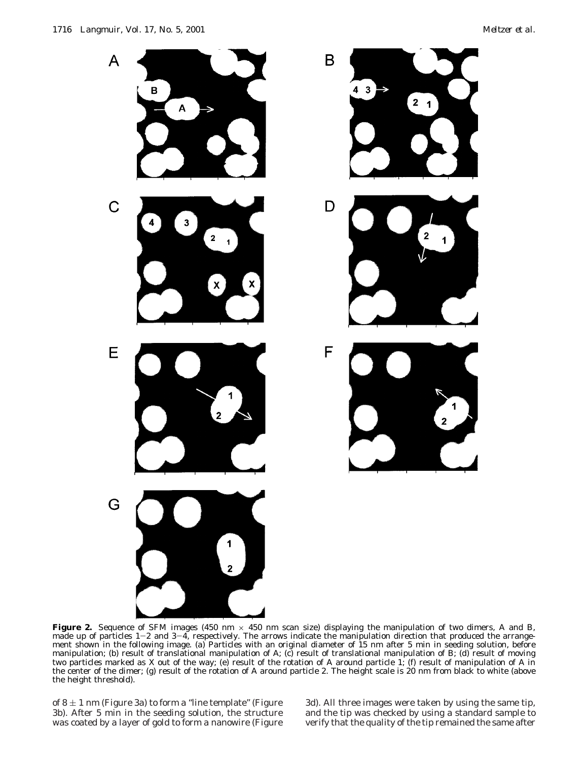**Figure 2.** Sequence of SFM images (450 nm × 450 nm scan size) displaying the manipulation of two dimers, A and B, made up of particles 1−2 and 3−4, respectively. The arrows indicate the manipulation direction that produced the arrangement shown in the following image. (a) Particles with an original diameter of 15 nm after 5 min in seeding solution, before manipulation; (b) result of translational manipulation of A; (c) result of translational manipulation of B; (d) result of moving two particles marked as X out of the way; (e) result of the rotation of A around particle 1; (f) result of manipulation of A in the center of the dimer; (g) result of the rotation of A around particle 2. The height scale is 20 nm from black to white (above the height threshold).

of 8 ± 1 nm (Figure 3a) to form a "line template" (Figure 3b). After 5 min in the seeding solution, the structure was coated by a layer of gold to form a nanowire (Figure 3d). All three images were taken by using the same tip, and the tip was checked by using a standard sample to verify that the quality of the tip remained the same after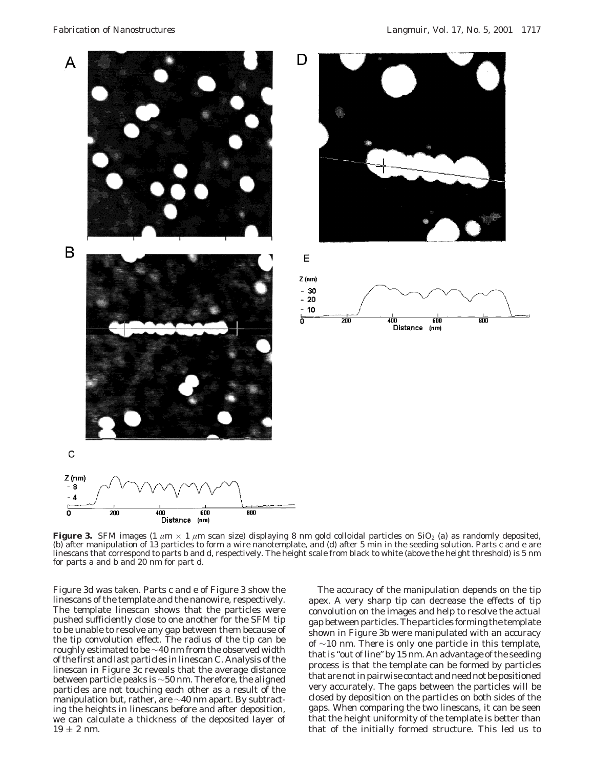**Figure 3.** SFM images (1 $\mu$m × 1 $\mu$m scan size) displaying 8 nm gold colloidal particles on $SiO_2$ (a) as randomly deposited, (b) after manipulation of 13 particles to form a wire nanotemplate, and (d) after 5 min in the seeding solution. Parts c and e are linescans that correspond to parts b and d, respectively. The height scale from black to white (above the height threshold) is 5 nm for parts a and b and 20 nm for part d.

Figure 3d was taken. Parts c and e of Figure 3 show the linescans of the template and the nanowire, respectively. The template linescan shows that the particles were pushed sufficiently close to one another for the SFM tip to be unable to resolve any gap between them because of the tip convolution effect. The radius of the tip can be roughly estimated to be ~40 nm from the observed width of the first and last particles in linescan C. Analysis of the linescan in Figure 3c reveals that the average distance between particle peaks is ~50 nm. Therefore, the aligned particles are not touching each other as a result of the manipulation but, rather, are ~40 nm apart. By subtracting the heights in linescans before and after deposition, we can calculate a thickness of the deposited layer of $19 \pm 2$ nm.

The accuracy of the manipulation depends on the tip apex. A very sharp tip can decrease the effects of tip convolution on the images and help to resolve the actual gap between particles. The particles forming the template shown in Figure 3b were manipulated with an accuracy of ~10 nm. There is only one particle in this template, that is "out of line" by 15 nm. An advantage of the seeding process is that the template can be formed by particles that are not in pairwise contact and need not be positioned very accurately. The gaps between the particles will be closed by deposition on the particles on both sides of the gaps. When comparing the two linescans, it can be seen that the height uniformity of the template is better than that of the initially formed structure. This led us to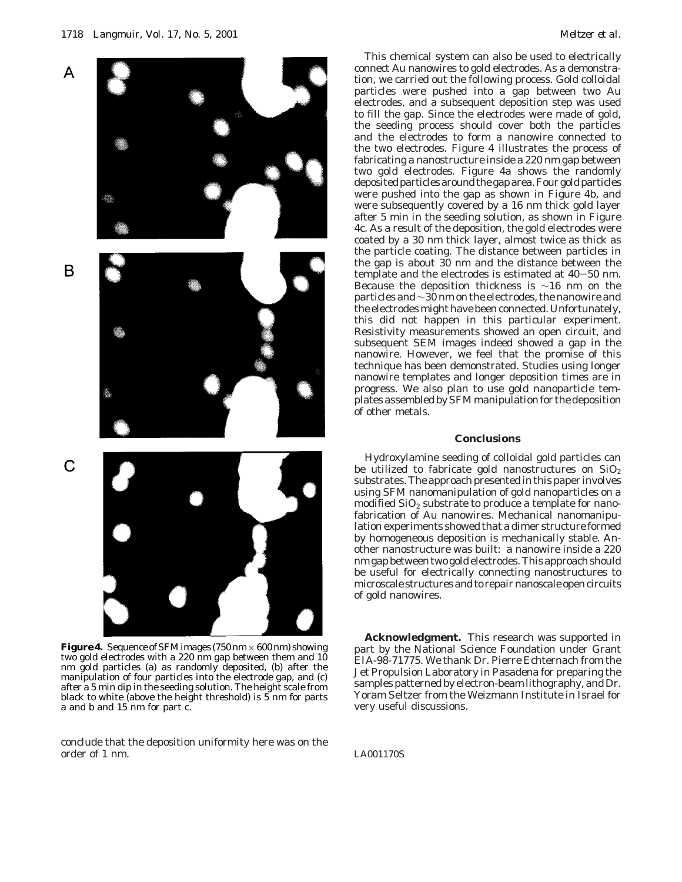A

B

C

**Figure 4.** Sequence of SFM images (750 nm × 600 nm) showing two gold electrodes with a 220 nm gap between them and 10 nm gold particles (a) as randomly deposited, (b) after the manipulation of four particles into the electrode gap, and (c) after a 5 min dip in the seeding solution. The height scale from black to white (above the height threshold) is 5 nm for parts a and b and 15 nm for part c.

conclude that the deposition uniformity here was on the order of 1 nm.

This chemical system can also be used to electrically connect Au nanowires to gold electrodes. As a demonstration, we carried out the following process. Gold colloidal particles were pushed into a gap between two Au electrodes, and a subsequent deposition step was used to fill the gap. Since the electrodes were made of gold, the seeding process should cover both the particles and the electrodes to form a nanowire connected to the two electrodes. Figure 4 illustrates the process of fabricating a nanostructure inside a 220 nm gap between two gold electrodes. Figure 4a shows the randomly deposited particles around the gap area. Four gold particles were pushed into the gap as shown in Figure 4b, and were subsequently covered by a 16 nm thick gold layer after 5 min in the seeding solution, as shown in Figure 4c. As a result of the deposition, the gold electrodes were coated by a 30 nm thick layer, almost twice as thick as the particle coating. The distance between particles in the gap is about 30 nm and the distance between the template and the electrodes is estimated at 40−50 nm. Because the deposition thickness is ~16 nm on the particles and ~30 nm on the electrodes, the nanowire and the electrodes might have been connected. Unfortunately, this did not happen in this particular experiment. Resistivity measurements showed an open circuit, and subsequent SEM images indeed showed a gap in the nanowire. However, we feel that the promise of this technique has been demonstrated. Studies using longer nanowire templates and longer deposition times are in progress. We also plan to use gold nanoparticle templates assembled by SFM manipulation for the deposition of other metals.

## Conclusions

Hydroxylamine seeding of colloidal gold particles can be utilized to fabricate gold nanostructures on $SiO_2$ substrates. The approach presented in this paper involves using SFM nanomanipulation of gold nanoparticles on a modified $SiO_2$ substrate to produce a template for nanofabrication of Au nanowires. Mechanical nanomanipulation experiments showed that a dimer structure formed by homogeneous deposition is mechanically stable. Another nanostructure was built: a nanowire inside a 220 nm gap between two gold electrodes. This approach should be useful for electrically connecting nanostructures to microscale structures and to repair nanoscale open circuits of gold nanowires.

**Acknowledgment.** This research was supported in part by the National Science Foundation under Grant EIA-98-71775. We thank Dr. Pierre Echternach from the Jet Propulsion Laboratory in Pasadena for preparing the samples patterned by electron-beam lithography, and Dr. Yoram Seltzer from the Weizmann Institute in Israel for very useful discussions.

LA001170S